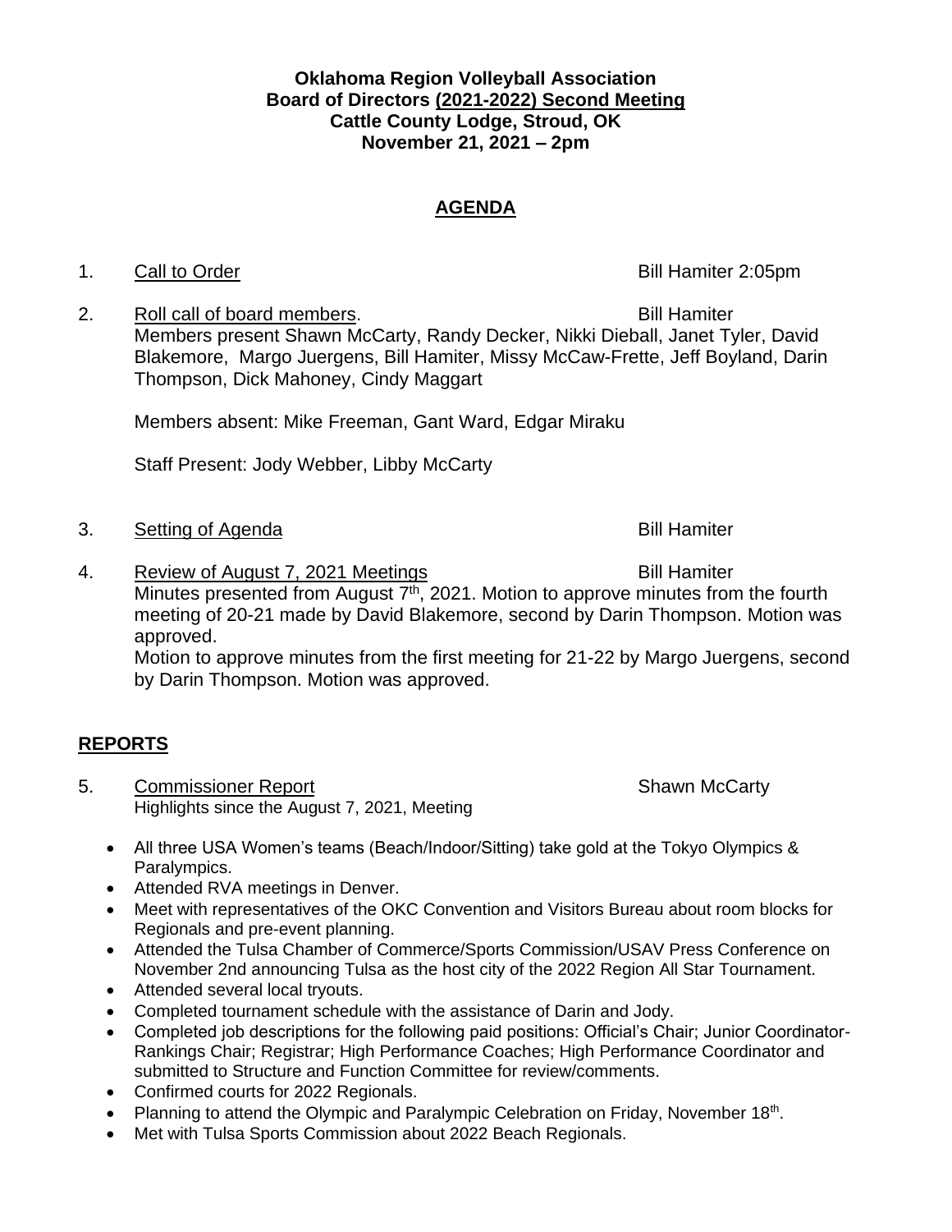**Oklahoma Region Volleyball Association**
**Board of Directors (2021-2022) Second Meeting**
**Cattle County Lodge, Stroud, OK**
**November 21, 2021 – 2pm**

## AGENDA

1. Call to Order — Bill Hamiter 2:05pm

2. Roll call of board members. — Bill Hamiter
   Members present Shawn McCarty, Randy Decker, Nikki Dieball, Janet Tyler, David Blakemore, Margo Juergens, Bill Hamiter, Missy McCaw-Frette, Jeff Boyland, Darin Thompson, Dick Mahoney, Cindy Maggart

   Members absent: Mike Freeman, Gant Ward, Edgar Miraku

   Staff Present: Jody Webber, Libby McCarty

3. Setting of Agenda — Bill Hamiter

4. Review of August 7, 2021 Meetings — Bill Hamiter
   Minutes presented from August 7th, 2021. Motion to approve minutes from the fourth meeting of 20-21 made by David Blakemore, second by Darin Thompson. Motion was approved.
   Motion to approve minutes from the first meeting for 21-22 by Margo Juergens, second by Darin Thompson. Motion was approved.

## REPORTS

5. Commissioner Report — Shawn McCarty
   Highlights since the August 7, 2021, Meeting

   - All three USA Women's teams (Beach/Indoor/Sitting) take gold at the Tokyo Olympics & Paralympics.
   - Attended RVA meetings in Denver.
   - Meet with representatives of the OKC Convention and Visitors Bureau about room blocks for Regionals and pre-event planning.
   - Attended the Tulsa Chamber of Commerce/Sports Commission/USAV Press Conference on November 2nd announcing Tulsa as the host city of the 2022 Region All Star Tournament.
   - Attended several local tryouts.
   - Completed tournament schedule with the assistance of Darin and Jody.
   - Completed job descriptions for the following paid positions: Official's Chair; Junior Coordinator-Rankings Chair; Registrar; High Performance Coaches; High Performance Coordinator and submitted to Structure and Function Committee for review/comments.
   - Confirmed courts for 2022 Regionals.
   - Planning to attend the Olympic and Paralympic Celebration on Friday, November 18th.
   - Met with Tulsa Sports Commission about 2022 Beach Regionals.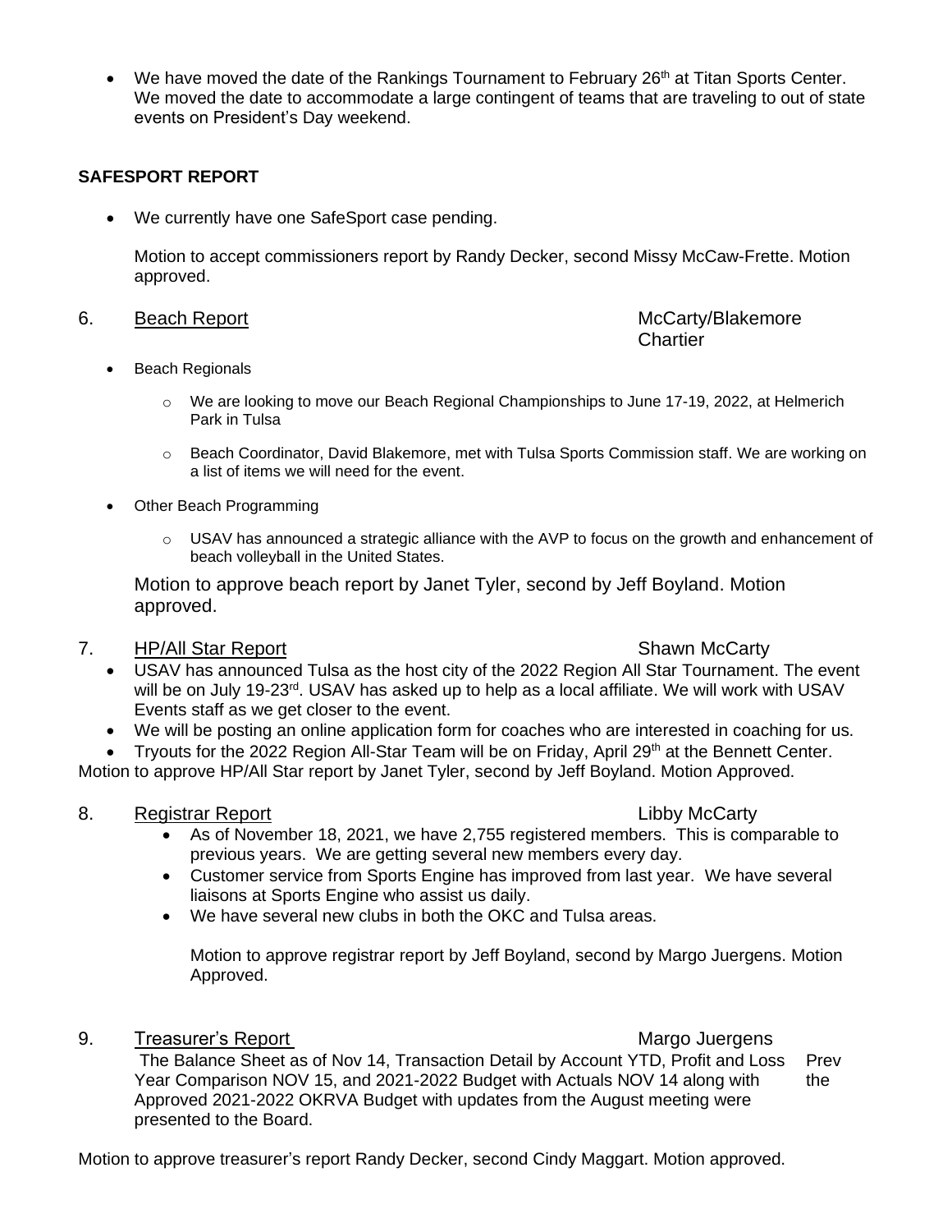- We have moved the date of the Rankings Tournament to February 26th at Titan Sports Center. We moved the date to accommodate a large contingent of teams that are traveling to out of state events on President's Day weekend.

**SAFESPORT REPORT**

- We currently have one SafeSport case pending.

  Motion to accept commissioners report by Randy Decker, second Missy McCaw-Frette. Motion approved.

6. Beach Report — McCarty/Blakemore Chartier

- Beach Regionals
  - We are looking to move our Beach Regional Championships to June 17-19, 2022, at Helmerich Park in Tulsa
  - Beach Coordinator, David Blakemore, met with Tulsa Sports Commission staff. We are working on a list of items we will need for the event.
- Other Beach Programming
  - USAV has announced a strategic alliance with the AVP to focus on the growth and enhancement of beach volleyball in the United States.

  Motion to approve beach report by Janet Tyler, second by Jeff Boyland. Motion approved.

7. HP/All Star Report — Shawn McCarty

- USAV has announced Tulsa as the host city of the 2022 Region All Star Tournament. The event will be on July 19-23rd. USAV has asked up to help as a local affiliate. We will work with USAV Events staff as we get closer to the event.
- We will be posting an online application form for coaches who are interested in coaching for us.
- Tryouts for the 2022 Region All-Star Team will be on Friday, April 29th at the Bennett Center.

Motion to approve HP/All Star report by Janet Tyler, second by Jeff Boyland. Motion Approved.

8. Registrar Report — Libby McCarty

- As of November 18, 2021, we have 2,755 registered members. This is comparable to previous years. We are getting several new members every day.
- Customer service from Sports Engine has improved from last year. We have several liaisons at Sports Engine who assist us daily.
- We have several new clubs in both the OKC and Tulsa areas.

  Motion to approve registrar report by Jeff Boyland, second by Margo Juergens. Motion Approved.

9. Treasurer's Report — Margo Juergens

   The Balance Sheet as of Nov 14, Transaction Detail by Account YTD, Profit and Loss Prev Year Comparison NOV 15, and 2021-2022 Budget with Actuals NOV 14 along with the Approved 2021-2022 OKRVA Budget with updates from the August meeting were presented to the Board.

Motion to approve treasurer's report Randy Decker, second Cindy Maggart. Motion approved.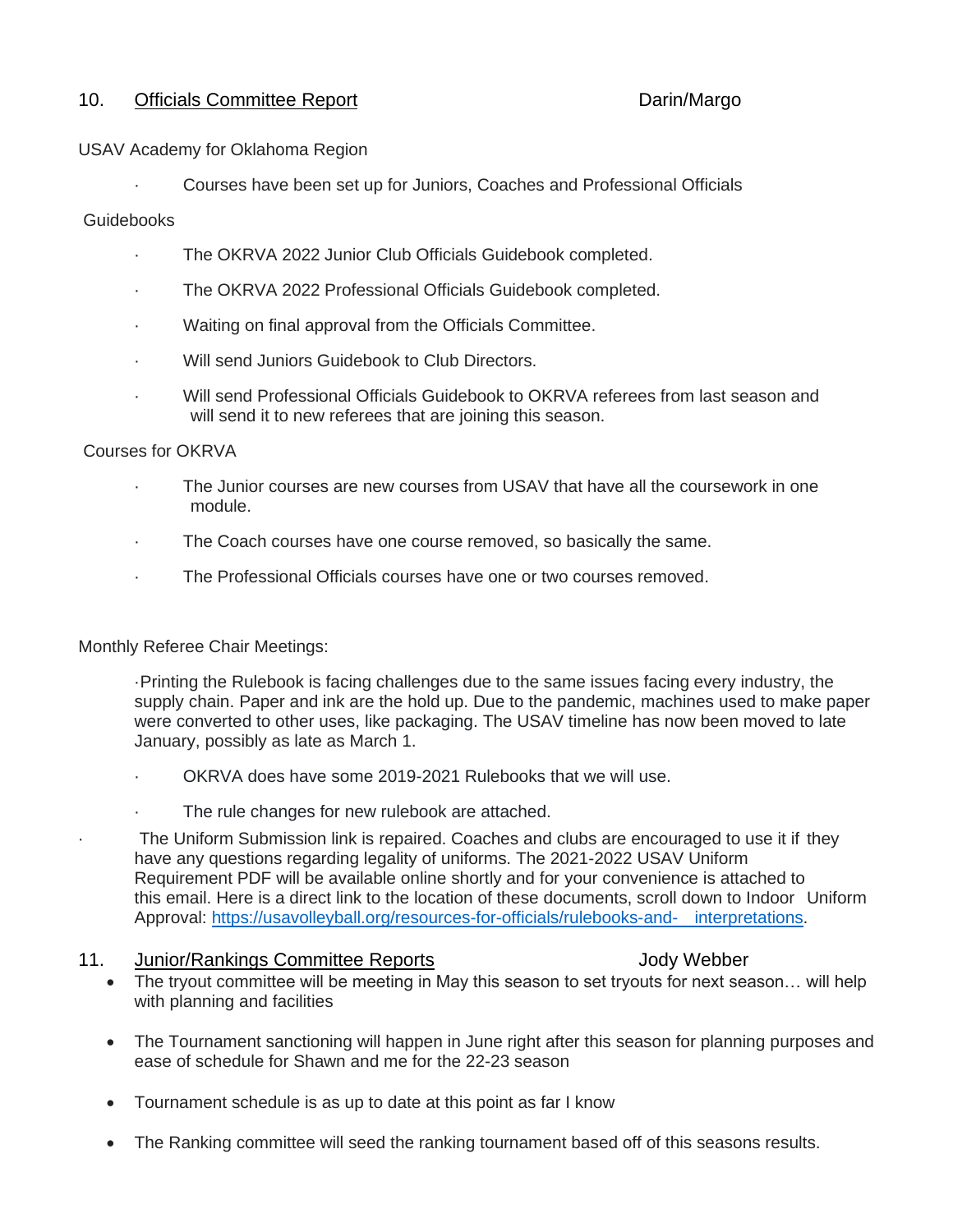## 10. Officials Committee Report — Darin/Margo

USAV Academy for Oklahoma Region

- Courses have been set up for Juniors, Coaches and Professional Officials

Guidebooks

- The OKRVA 2022 Junior Club Officials Guidebook completed.
- The OKRVA 2022 Professional Officials Guidebook completed.
- Waiting on final approval from the Officials Committee.
- Will send Juniors Guidebook to Club Directors.
- Will send Professional Officials Guidebook to OKRVA referees from last season and will send it to new referees that are joining this season.

Courses for OKRVA

- The Junior courses are new courses from USAV that have all the coursework in one module.
- The Coach courses have one course removed, so basically the same.
- The Professional Officials courses have one or two courses removed.

Monthly Referee Chair Meetings:

- Printing the Rulebook is facing challenges due to the same issues facing every industry, the supply chain. Paper and ink are the hold up. Due to the pandemic, machines used to make paper were converted to other uses, like packaging. The USAV timeline has now been moved to late January, possibly as late as March 1.
- OKRVA does have some 2019-2021 Rulebooks that we will use.
- The rule changes for new rulebook are attached.
- The Uniform Submission link is repaired. Coaches and clubs are encouraged to use it if they have any questions regarding legality of uniforms. The 2021-2022 USAV Uniform Requirement PDF will be available online shortly and for your convenience is attached to this email. Here is a direct link to the location of these documents, scroll down to Indoor Uniform Approval: https://usavolleyball.org/resources-for-officials/rulebooks-and-interpretations.

## 11. Junior/Rankings Committee Reports — Jody Webber

- The tryout committee will be meeting in May this season to set tryouts for next season… will help with planning and facilities
- The Tournament sanctioning will happen in June right after this season for planning purposes and ease of schedule for Shawn and me for the 22-23 season
- Tournament schedule is as up to date at this point as far I know
- The Ranking committee will seed the ranking tournament based off of this seasons results.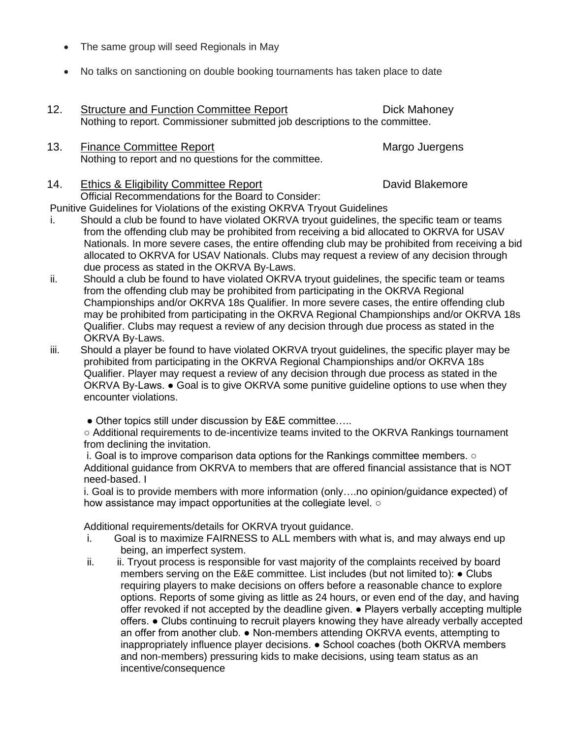- The same group will seed Regionals in May
- No talks on sanctioning on double booking tournaments has taken place to date

12. Structure and Function Committee Report — Dick Mahoney
    Nothing to report. Commissioner submitted job descriptions to the committee.

13. Finance Committee Report — Margo Juergens
    Nothing to report and no questions for the committee.

14. Ethics & Eligibility Committee Report — David Blakemore
    Official Recommendations for the Board to Consider:

Punitive Guidelines for Violations of the existing OKRVA Tryout Guidelines

i. Should a club be found to have violated OKRVA tryout guidelines, the specific team or teams from the offending club may be prohibited from receiving a bid allocated to OKRVA for USAV Nationals. In more severe cases, the entire offending club may be prohibited from receiving a bid allocated to OKRVA for USAV Nationals. Clubs may request a review of any decision through due process as stated in the OKRVA By-Laws.

ii. Should a club be found to have violated OKRVA tryout guidelines, the specific team or teams from the offending club may be prohibited from participating in the OKRVA Regional Championships and/or OKRVA 18s Qualifier. In more severe cases, the entire offending club may be prohibited from participating in the OKRVA Regional Championships and/or OKRVA 18s Qualifier. Clubs may request a review of any decision through due process as stated in the OKRVA By-Laws.

iii. Should a player be found to have violated OKRVA tryout guidelines, the specific player may be prohibited from participating in the OKRVA Regional Championships and/or OKRVA 18s Qualifier. Player may request a review of any decision through due process as stated in the OKRVA By-Laws. ● Goal is to give OKRVA some punitive guideline options to use when they encounter violations.

● Other topics still under discussion by E&E committee…..

○ Additional requirements to de-incentivize teams invited to the OKRVA Rankings tournament from declining the invitation.

i. Goal is to improve comparison data options for the Rankings committee members. ○ Additional guidance from OKRVA to members that are offered financial assistance that is NOT need-based. I

i. Goal is to provide members with more information (only….no opinion/guidance expected) of how assistance may impact opportunities at the collegiate level. ○

Additional requirements/details for OKRVA tryout guidance.

i. Goal is to maximize FAIRNESS to ALL members with what is, and may always end up being, an imperfect system.

ii. ii. Tryout process is responsible for vast majority of the complaints received by board members serving on the E&E committee. List includes (but not limited to): ● Clubs requiring players to make decisions on offers before a reasonable chance to explore options. Reports of some giving as little as 24 hours, or even end of the day, and having offer revoked if not accepted by the deadline given. ● Players verbally accepting multiple offers. ● Clubs continuing to recruit players knowing they have already verbally accepted an offer from another club. ● Non-members attending OKRVA events, attempting to inappropriately influence player decisions. ● School coaches (both OKRVA members and non-members) pressuring kids to make decisions, using team status as an incentive/consequence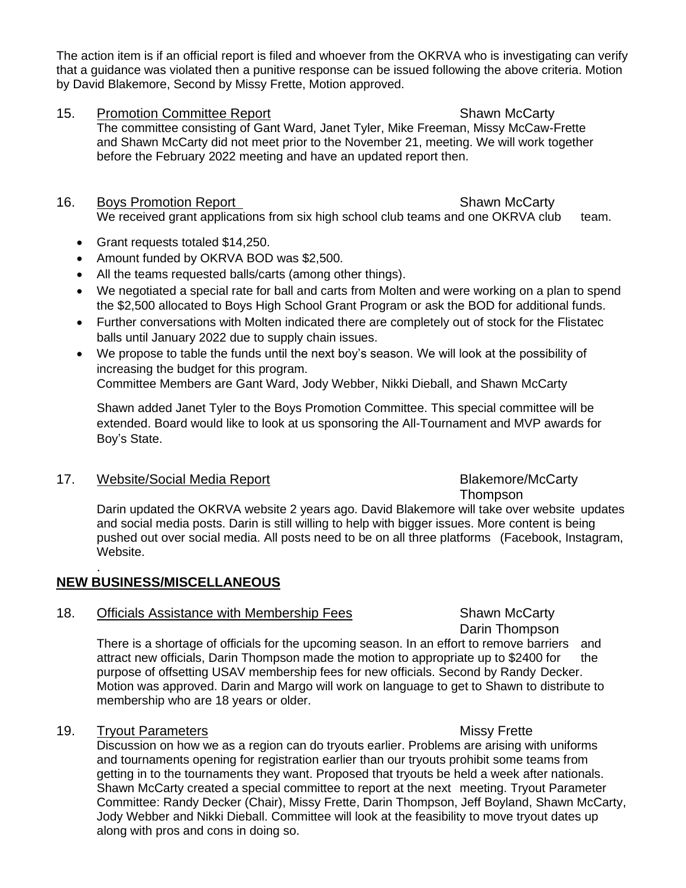The action item is if an official report is filed and whoever from the OKRVA who is investigating can verify that a guidance was violated then a punitive response can be issued following the above criteria. Motion by David Blakemore, Second by Missy Frette, Motion approved.

15. <u>Promotion Committee Report</u> Shawn McCarty

The committee consisting of Gant Ward, Janet Tyler, Mike Freeman, Missy McCaw-Frette and Shawn McCarty did not meet prior to the November 21, meeting. We will work together before the February 2022 meeting and have an updated report then.

16. <u>Boys Promotion Report</u> Shawn McCarty

We received grant applications from six high school club teams and one OKRVA club team.

- Grant requests totaled $14,250.
- Amount funded by OKRVA BOD was $2,500.
- All the teams requested balls/carts (among other things).
- We negotiated a special rate for ball and carts from Molten and were working on a plan to spend the $2,500 allocated to Boys High School Grant Program or ask the BOD for additional funds.
- Further conversations with Molten indicated there are completely out of stock for the Flistatec balls until January 2022 due to supply chain issues.
- We propose to table the funds until the next boy's season. We will look at the possibility of increasing the budget for this program.
  Committee Members are Gant Ward, Jody Webber, Nikki Dieball, and Shawn McCarty

Shawn added Janet Tyler to the Boys Promotion Committee. This special committee will be extended. Board would like to look at us sponsoring the All-Tournament and MVP awards for Boy's State.

17. <u>Website/Social Media Report</u> Blakemore/McCarty Thompson

Darin updated the OKRVA website 2 years ago. David Blakemore will take over website updates and social media posts. Darin is still willing to help with bigger issues. More content is being pushed out over social media. All posts need to be on all three platforms (Facebook, Instagram, Website.

.

## NEW BUSINESS/MISCELLANEOUS

18. <u>Officials Assistance with Membership Fees</u> Shawn McCarty Darin Thompson

There is a shortage of officials for the upcoming season. In an effort to remove barriers and attract new officials, Darin Thompson made the motion to appropriate up to $2400 for the purpose of offsetting USAV membership fees for new officials. Second by Randy Decker. Motion was approved. Darin and Margo will work on language to get to Shawn to distribute to membership who are 18 years or older.

19. <u>Tryout Parameters</u> Missy Frette

Discussion on how we as a region can do tryouts earlier. Problems are arising with uniforms and tournaments opening for registration earlier than our tryouts prohibit some teams from getting in to the tournaments they want. Proposed that tryouts be held a week after nationals. Shawn McCarty created a special committee to report at the next meeting. Tryout Parameter Committee: Randy Decker (Chair), Missy Frette, Darin Thompson, Jeff Boyland, Shawn McCarty, Jody Webber and Nikki Dieball. Committee will look at the feasibility to move tryout dates up along with pros and cons in doing so.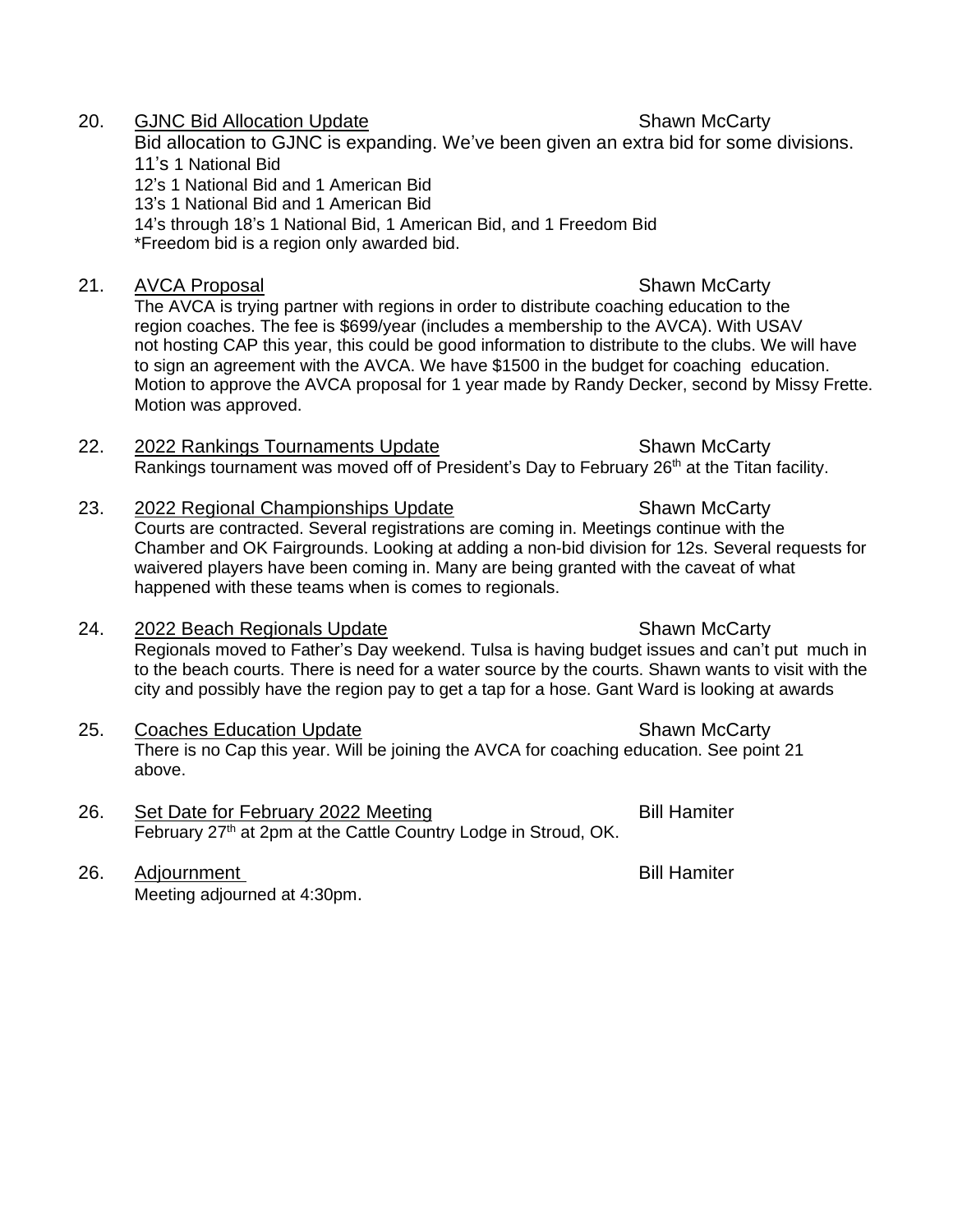20. <u>GJNC Bid Allocation Update</u> Shawn McCarty

Bid allocation to GJNC is expanding. We've been given an extra bid for some divisions.
11's 1 National Bid
12's 1 National Bid and 1 American Bid
13's 1 National Bid and 1 American Bid
14's through 18's 1 National Bid, 1 American Bid, and 1 Freedom Bid
*Freedom bid is a region only awarded bid.

21. <u>AVCA Proposal</u> Shawn McCarty

The AVCA is trying partner with regions in order to distribute coaching education to the region coaches. The fee is $699/year (includes a membership to the AVCA). With USAV not hosting CAP this year, this could be good information to distribute to the clubs. We will have to sign an agreement with the AVCA. We have $1500 in the budget for coaching education. Motion to approve the AVCA proposal for 1 year made by Randy Decker, second by Missy Frette. Motion was approved.

22. <u>2022 Rankings Tournaments Update</u> Shawn McCarty

Rankings tournament was moved off of President's Day to February 26th at the Titan facility.

23. <u>2022 Regional Championships Update</u> Shawn McCarty

Courts are contracted. Several registrations are coming in. Meetings continue with the Chamber and OK Fairgrounds. Looking at adding a non-bid division for 12s. Several requests for waivered players have been coming in. Many are being granted with the caveat of what happened with these teams when is comes to regionals.

24. <u>2022 Beach Regionals Update</u> Shawn McCarty

Regionals moved to Father's Day weekend. Tulsa is having budget issues and can't put much in to the beach courts. There is need for a water source by the courts. Shawn wants to visit with the city and possibly have the region pay to get a tap for a hose. Gant Ward is looking at awards

25. <u>Coaches Education Update</u> Shawn McCarty

There is no Cap this year. Will be joining the AVCA for coaching education. See point 21 above.

26. <u>Set Date for February 2022 Meeting</u> Bill Hamiter

February 27th at 2pm at the Cattle Country Lodge in Stroud, OK.

26. <u>Adjournment</u> Bill Hamiter

Meeting adjourned at 4:30pm.